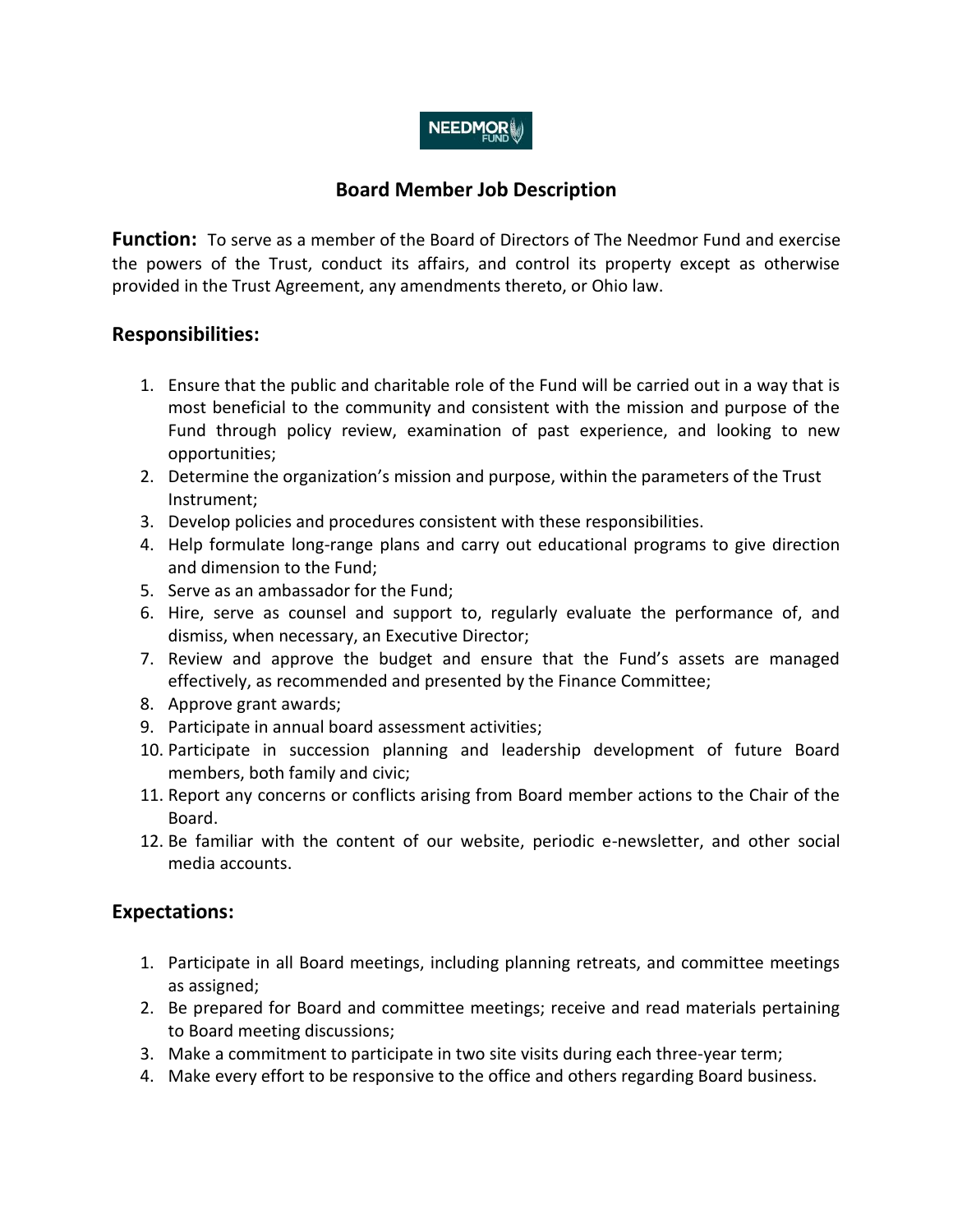NEEDMOR FUND

# Board Member Job Description

**Function:** To serve as a member of the Board of Directors of The Needmor Fund and exercise the powers of the Trust, conduct its affairs, and control its property except as otherwise provided in the Trust Agreement, any amendments thereto, or Ohio law.

## Responsibilities:

1. Ensure that the public and charitable role of the Fund will be carried out in a way that is most beneficial to the community and consistent with the mission and purpose of the Fund through policy review, examination of past experience, and looking to new opportunities;
2. Determine the organization's mission and purpose, within the parameters of the Trust Instrument;
3. Develop policies and procedures consistent with these responsibilities.
4. Help formulate long-range plans and carry out educational programs to give direction and dimension to the Fund;
5. Serve as an ambassador for the Fund;
6. Hire, serve as counsel and support to, regularly evaluate the performance of, and dismiss, when necessary, an Executive Director;
7. Review and approve the budget and ensure that the Fund's assets are managed effectively, as recommended and presented by the Finance Committee;
8. Approve grant awards;
9. Participate in annual board assessment activities;
10. Participate in succession planning and leadership development of future Board members, both family and civic;
11. Report any concerns or conflicts arising from Board member actions to the Chair of the Board.
12. Be familiar with the content of our website, periodic e-newsletter, and other social media accounts.

## Expectations:

1. Participate in all Board meetings, including planning retreats, and committee meetings as assigned;
2. Be prepared for Board and committee meetings; receive and read materials pertaining to Board meeting discussions;
3. Make a commitment to participate in two site visits during each three-year term;
4. Make every effort to be responsive to the office and others regarding Board business.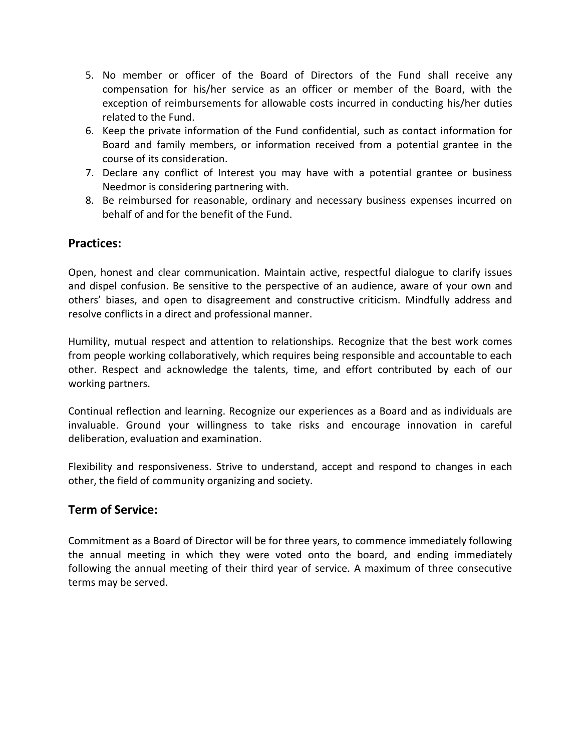5. No member or officer of the Board of Directors of the Fund shall receive any compensation for his/her service as an officer or member of the Board, with the exception of reimbursements for allowable costs incurred in conducting his/her duties related to the Fund.
6. Keep the private information of the Fund confidential, such as contact information for Board and family members, or information received from a potential grantee in the course of its consideration.
7. Declare any conflict of Interest you may have with a potential grantee or business Needmor is considering partnering with.
8. Be reimbursed for reasonable, ordinary and necessary business expenses incurred on behalf of and for the benefit of the Fund.

## Practices:

Open, honest and clear communication. Maintain active, respectful dialogue to clarify issues and dispel confusion. Be sensitive to the perspective of an audience, aware of your own and others' biases, and open to disagreement and constructive criticism. Mindfully address and resolve conflicts in a direct and professional manner.

Humility, mutual respect and attention to relationships. Recognize that the best work comes from people working collaboratively, which requires being responsible and accountable to each other. Respect and acknowledge the talents, time, and effort contributed by each of our working partners.

Continual reflection and learning. Recognize our experiences as a Board and as individuals are invaluable. Ground your willingness to take risks and encourage innovation in careful deliberation, evaluation and examination.

Flexibility and responsiveness. Strive to understand, accept and respond to changes in each other, the field of community organizing and society.

## Term of Service:

Commitment as a Board of Director will be for three years, to commence immediately following the annual meeting in which they were voted onto the board, and ending immediately following the annual meeting of their third year of service. A maximum of three consecutive terms may be served.